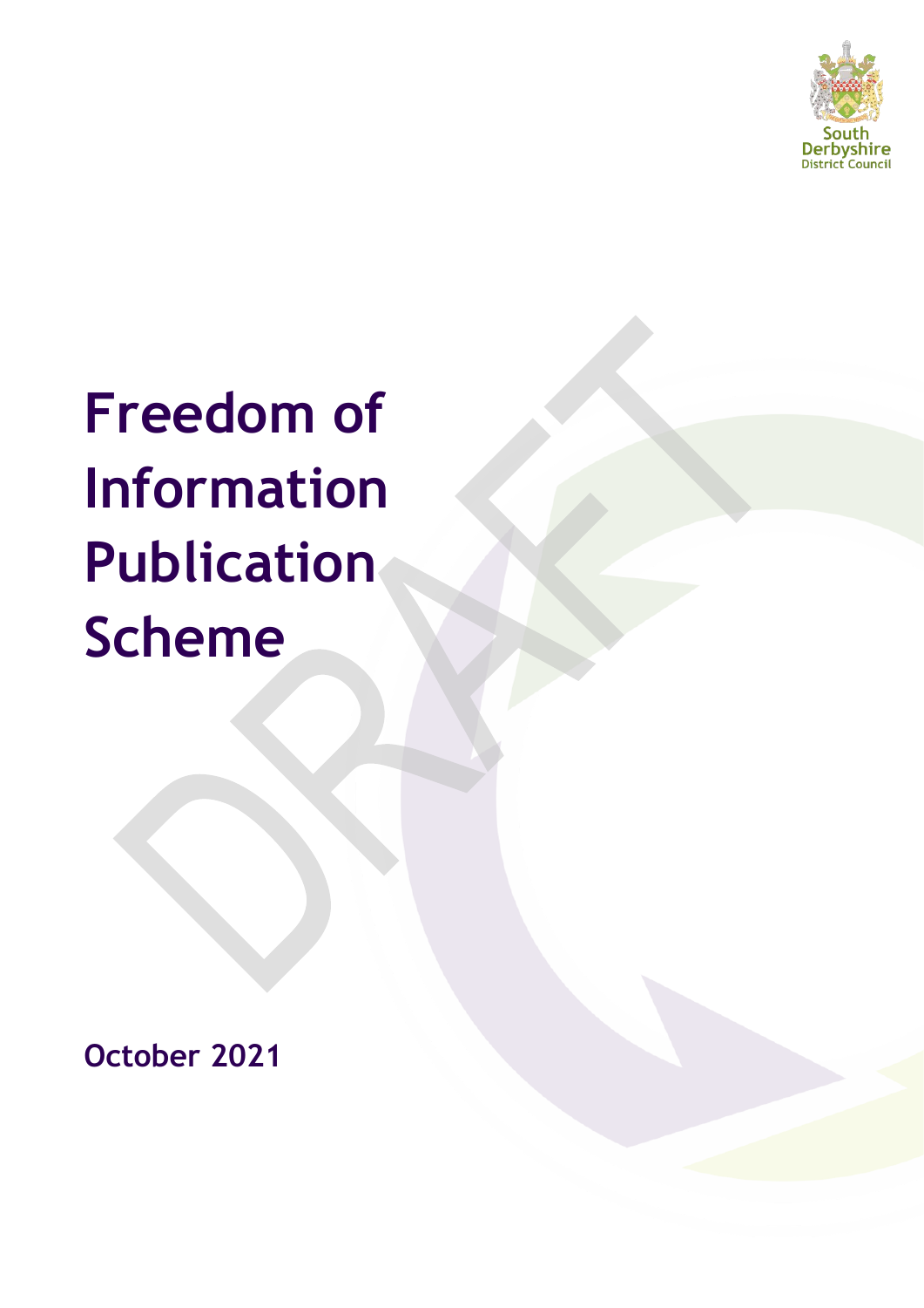South Derbyshire District Council

# Freedom of Information Publication Scheme

DRAFT

**October 2021**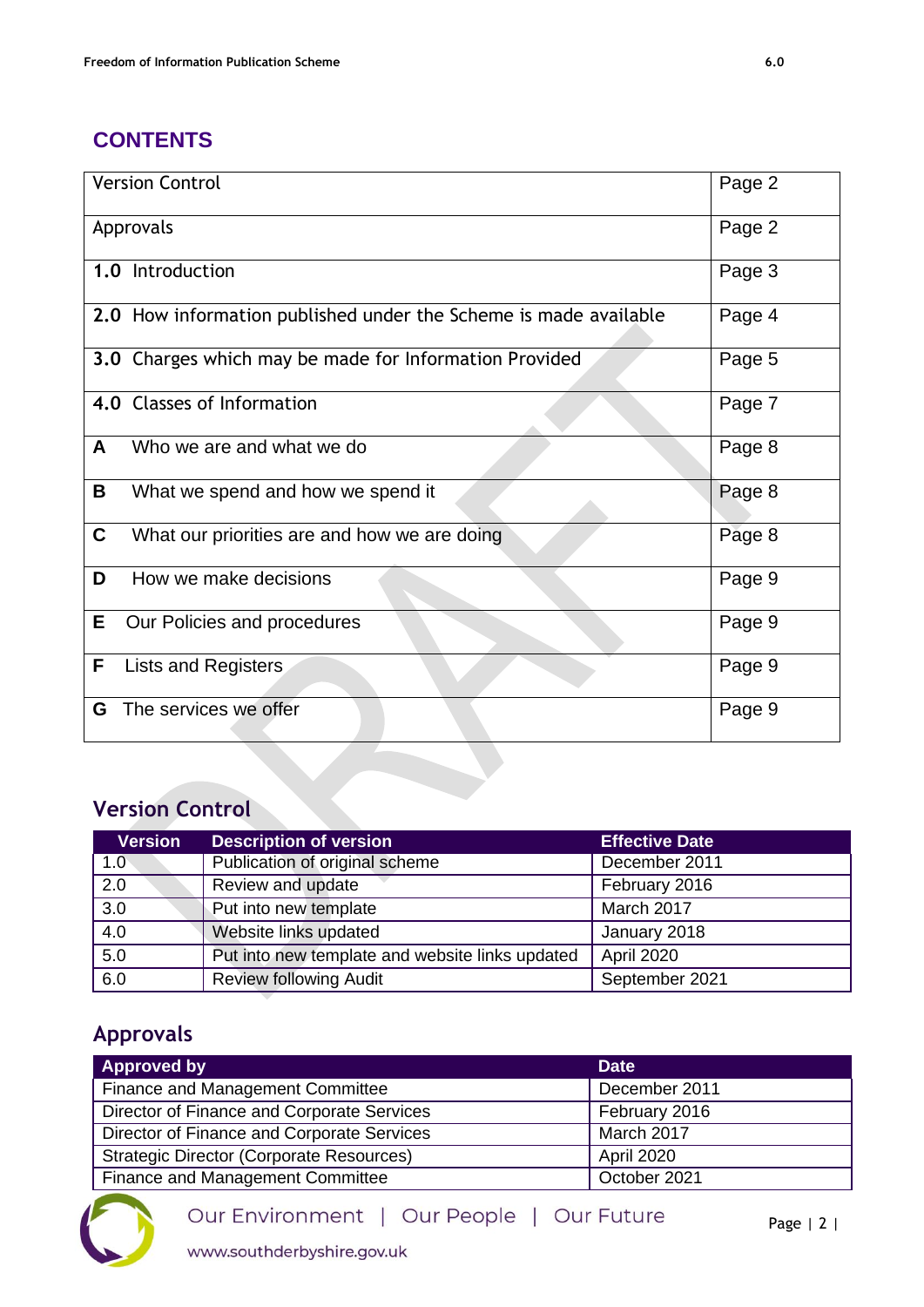## CONTENTS

| | |
|---|---|
| Version Control | Page 2 |
| Approvals | Page 2 |
| **1.0** Introduction | Page 3 |
| **2.0** How information published under the Scheme is made available | Page 4 |
| **3.0** Charges which may be made for Information Provided | Page 5 |
| **4.0** Classes of Information | Page 7 |
| **A** Who we are and what we do | Page 8 |
| **B** What we spend and how we spend it | Page 8 |
| **C** What our priorities are and how we are doing | Page 8 |
| **D** How we make decisions | Page 9 |
| **E** Our Policies and procedures | Page 9 |
| **F** Lists and Registers | Page 9 |
| **G** The services we offer | Page 9 |

## Version Control

| Version | Description of version | Effective Date |
|---|---|---|
| 1.0 | Publication of original scheme | December 2011 |
| 2.0 | Review and update | February 2016 |
| 3.0 | Put into new template | March 2017 |
| 4.0 | Website links updated | January 2018 |
| 5.0 | Put into new template and website links updated | April 2020 |
| 6.0 | Review following Audit | September 2021 |

## Approvals

| Approved by | Date |
|---|---|
| Finance and Management Committee | December 2011 |
| Director of Finance and Corporate Services | February 2016 |
| Director of Finance and Corporate Services | March 2017 |
| Strategic Director (Corporate Resources) | April 2020 |
| Finance and Management Committee | October 2021 |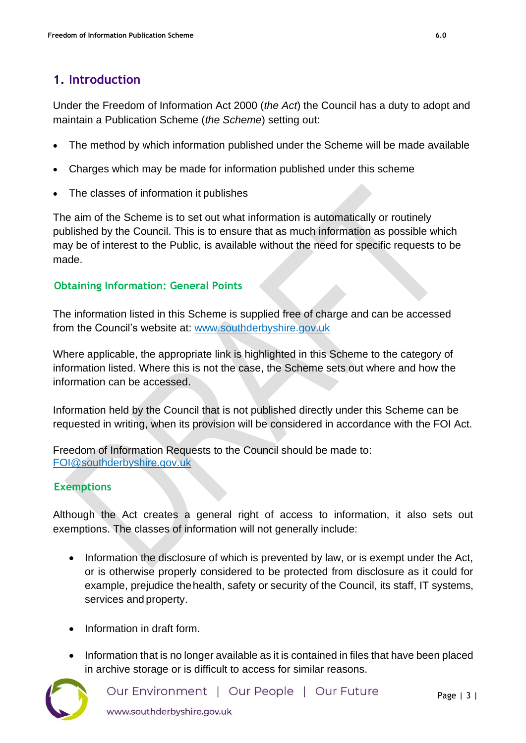## 1. Introduction

Under the Freedom of Information Act 2000 (*the Act*) the Council has a duty to adopt and maintain a Publication Scheme (*the Scheme*) setting out:

- The method by which information published under the Scheme will be made available
- Charges which may be made for information published under this scheme
- The classes of information it publishes

The aim of the Scheme is to set out what information is automatically or routinely published by the Council. This is to ensure that as much information as possible which may be of interest to the Public, is available without the need for specific requests to be made.

### Obtaining Information: General Points

The information listed in this Scheme is supplied free of charge and can be accessed from the Council's website at: [www.southderbyshire.gov.uk](http://www.southderbyshire.gov.uk)

Where applicable, the appropriate link is highlighted in this Scheme to the category of information listed. Where this is not the case, the Scheme sets out where and how the information can be accessed.

Information held by the Council that is not published directly under this Scheme can be requested in writing, when its provision will be considered in accordance with the FOI Act.

Freedom of Information Requests to the Council should be made to:
[FOI@southderbyshire.gov.uk](mailto:FOI@southderbyshire.gov.uk)

### Exemptions

Although the Act creates a general right of access to information, it also sets out exemptions. The classes of information will not generally include:

- Information the disclosure of which is prevented by law, or is exempt under the Act, or is otherwise properly considered to be protected from disclosure as it could for example, prejudice the health, safety or security of the Council, its staff, IT systems, services and property.
- Information in draft form.
- Information that is no longer available as it is contained in files that have been placed in archive storage or is difficult to access for similar reasons.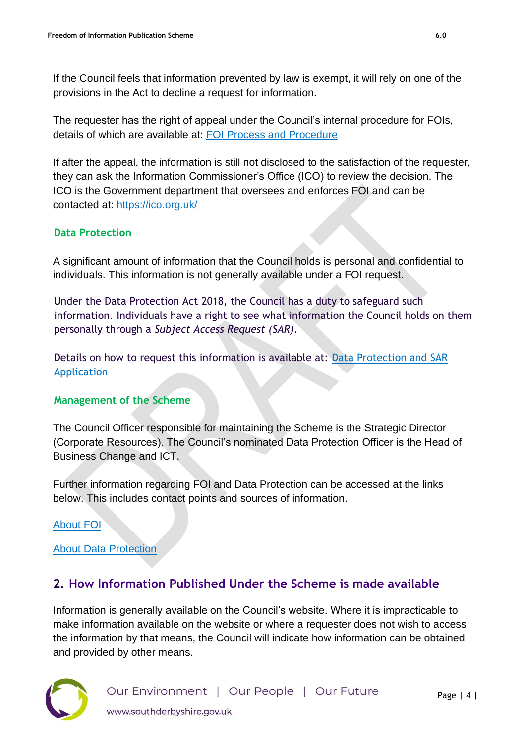If the Council feels that information prevented by law is exempt, it will rely on one of the provisions in the Act to decline a request for information.

The requester has the right of appeal under the Council's internal procedure for FOIs, details of which are available at: FOI Process and Procedure

If after the appeal, the information is still not disclosed to the satisfaction of the requester, they can ask the Information Commissioner's Office (ICO) to review the decision. The ICO is the Government department that oversees and enforces FOI and can be contacted at: https://ico.org.uk/

### Data Protection

A significant amount of information that the Council holds is personal and confidential to individuals. This information is not generally available under a FOI request.

Under the Data Protection Act 2018, the Council has a duty to safeguard such information. Individuals have a right to see what information the Council holds on them personally through a *Subject Access Request (SAR).*

Details on how to request this information is available at: Data Protection and SAR Application

### Management of the Scheme

The Council Officer responsible for maintaining the Scheme is the Strategic Director (Corporate Resources). The Council's nominated Data Protection Officer is the Head of Business Change and ICT.

Further information regarding FOI and Data Protection can be accessed at the links below. This includes contact points and sources of information.

About FOI

About Data Protection

## 2. How Information Published Under the Scheme is made available

Information is generally available on the Council's website. Where it is impracticable to make information available on the website or where a requester does not wish to access the information by that means, the Council will indicate how information can be obtained and provided by other means.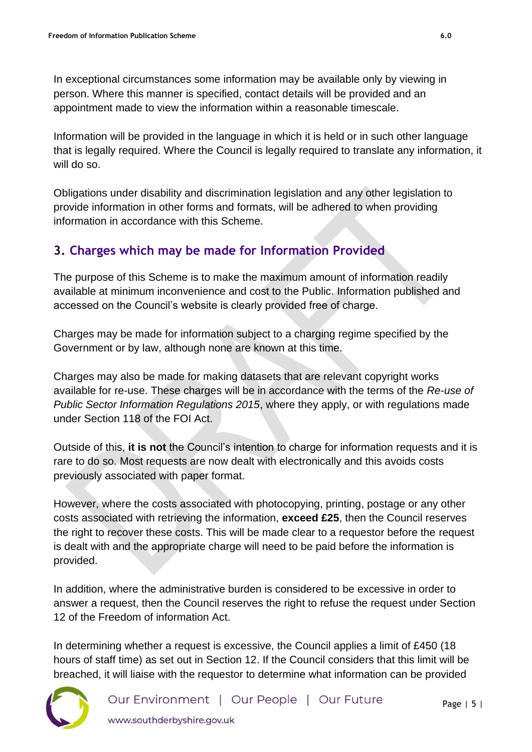In exceptional circumstances some information may be available only by viewing in person. Where this manner is specified, contact details will be provided and an appointment made to view the information within a reasonable timescale.

Information will be provided in the language in which it is held or in such other language that is legally required. Where the Council is legally required to translate any information, it will do so.

Obligations under disability and discrimination legislation and any other legislation to provide information in other forms and formats, will be adhered to when providing information in accordance with this Scheme.

## 3. Charges which may be made for Information Provided

The purpose of this Scheme is to make the maximum amount of information readily available at minimum inconvenience and cost to the Public. Information published and accessed on the Council's website is clearly provided free of charge.

Charges may be made for information subject to a charging regime specified by the Government or by law, although none are known at this time.

Charges may also be made for making datasets that are relevant copyright works available for re-use. These charges will be in accordance with the terms of the *Re-use of Public Sector Information Regulations 2015*, where they apply, or with regulations made under Section 118 of the FOI Act.

Outside of this, **it is not** the Council's intention to charge for information requests and it is rare to do so. Most requests are now dealt with electronically and this avoids costs previously associated with paper format.

However, where the costs associated with photocopying, printing, postage or any other costs associated with retrieving the information, **exceed £25**, then the Council reserves the right to recover these costs. This will be made clear to a requestor before the request is dealt with and the appropriate charge will need to be paid before the information is provided.

In addition, where the administrative burden is considered to be excessive in order to answer a request, then the Council reserves the right to refuse the request under Section 12 of the Freedom of information Act.

In determining whether a request is excessive, the Council applies a limit of £450 (18 hours of staff time) as set out in Section 12. If the Council considers that this limit will be breached, it will liaise with the requestor to determine what information can be provided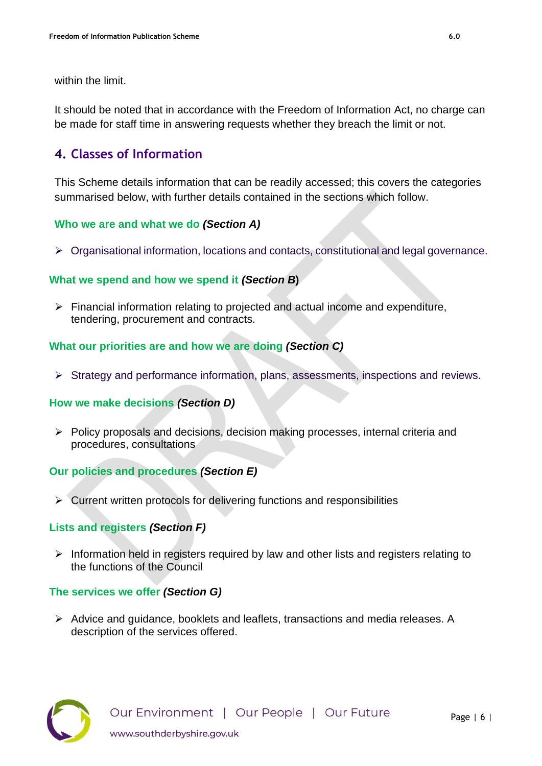within the limit.

It should be noted that in accordance with the Freedom of Information Act, no charge can be made for staff time in answering requests whether they breach the limit or not.

## 4. Classes of Information

This Scheme details information that can be readily accessed; this covers the categories summarised below, with further details contained in the sections which follow.

### Who we are and what we do *(Section A)*

- Organisational information, locations and contacts, constitutional and legal governance.

### What we spend and how we spend it *(Section B)*

- Financial information relating to projected and actual income and expenditure, tendering, procurement and contracts.

### What our priorities are and how we are doing *(Section C)*

- Strategy and performance information, plans, assessments, inspections and reviews.

### How we make decisions *(Section D)*

- Policy proposals and decisions, decision making processes, internal criteria and procedures, consultations

### Our policies and procedures *(Section E)*

- Current written protocols for delivering functions and responsibilities

### Lists and registers *(Section F)*

- Information held in registers required by law and other lists and registers relating to the functions of the Council

### The services we offer *(Section G)*

- Advice and guidance, booklets and leaflets, transactions and media releases. A description of the services offered.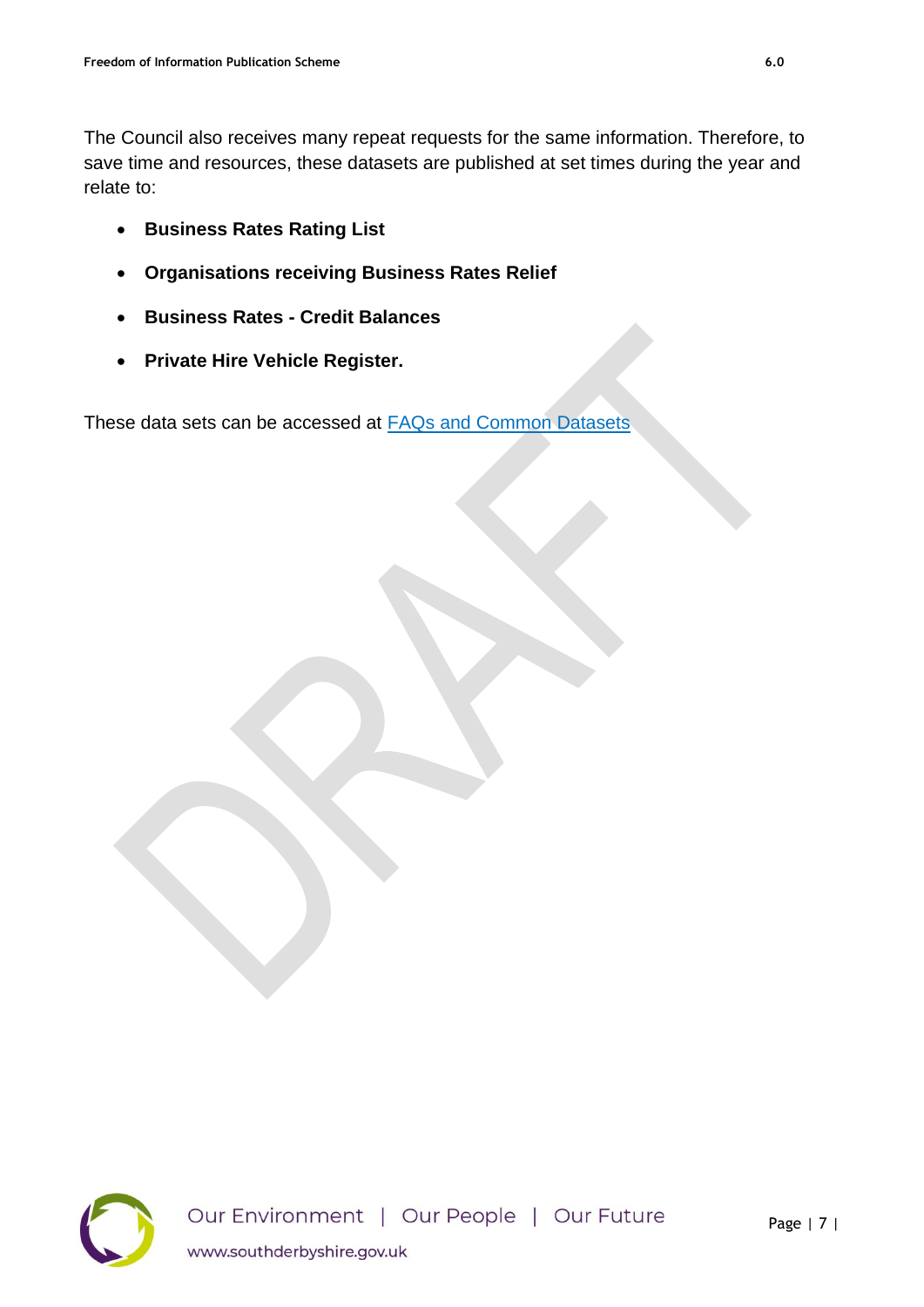The Council also receives many repeat requests for the same information. Therefore, to save time and resources, these datasets are published at set times during the year and relate to:

- **Business Rates Rating List**
- **Organisations receiving Business Rates Relief**
- **Business Rates - Credit Balances**
- **Private Hire Vehicle Register.**

These data sets can be accessed at [FAQs and Common Datasets]()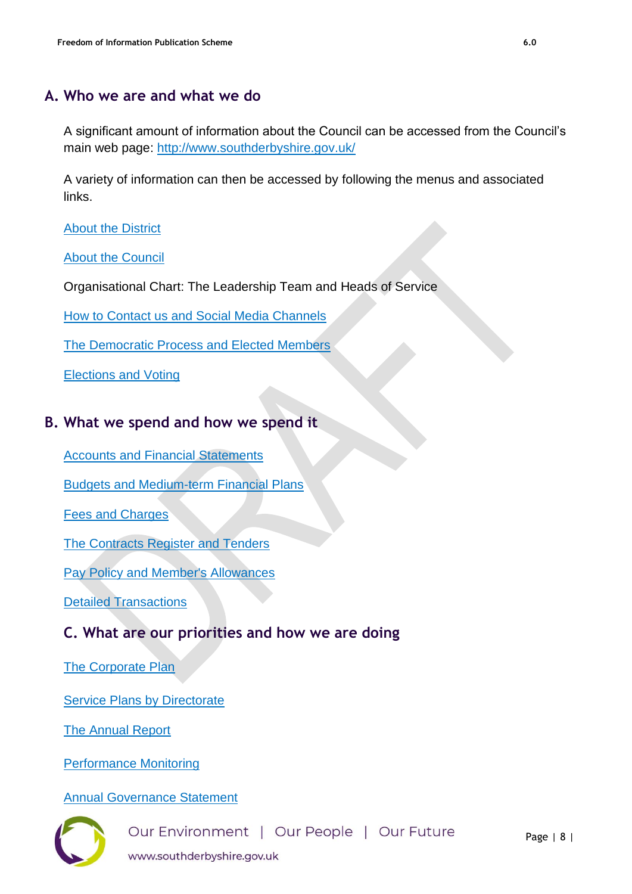## A. Who we are and what we do

A significant amount of information about the Council can be accessed from the Council's main web page: http://www.southderbyshire.gov.uk/

A variety of information can then be accessed by following the menus and associated links.

About the District

About the Council

Organisational Chart: The Leadership Team and Heads of Service

How to Contact us and Social Media Channels

The Democratic Process and Elected Members

Elections and Voting

## B. What we spend and how we spend it

Accounts and Financial Statements

Budgets and Medium-term Financial Plans

Fees and Charges

The Contracts Register and Tenders

Pay Policy and Member's Allowances

Detailed Transactions

## C. What are our priorities and how we are doing

The Corporate Plan

Service Plans by Directorate

The Annual Report

Performance Monitoring

Annual Governance Statement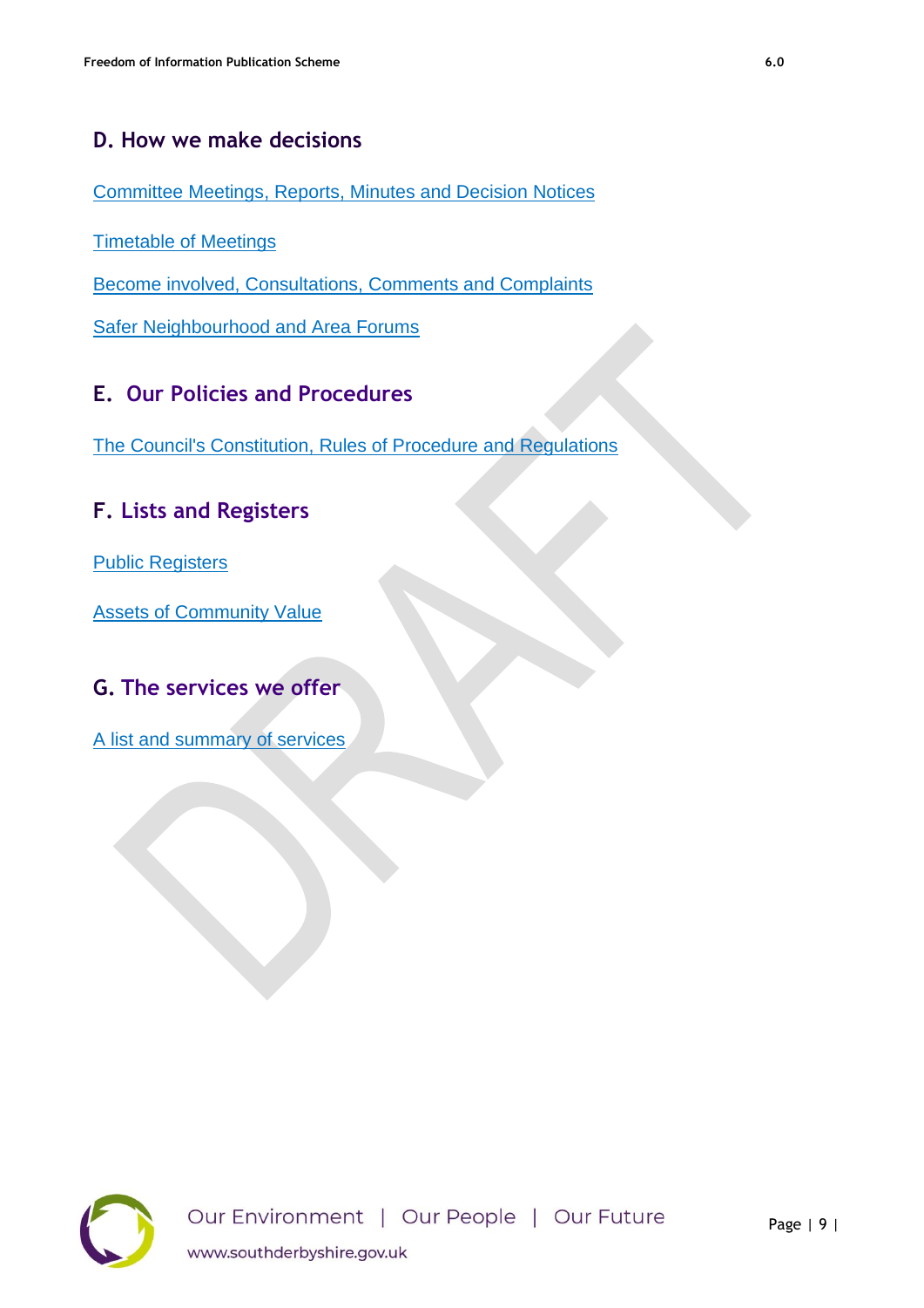## D. How we make decisions

Committee Meetings, Reports, Minutes and Decision Notices

Timetable of Meetings

Become involved, Consultations, Comments and Complaints

Safer Neighbourhood and Area Forums

## E. Our Policies and Procedures

The Council's Constitution, Rules of Procedure and Regulations

## F. Lists and Registers

Public Registers

Assets of Community Value

## G. The services we offer

A list and summary of services